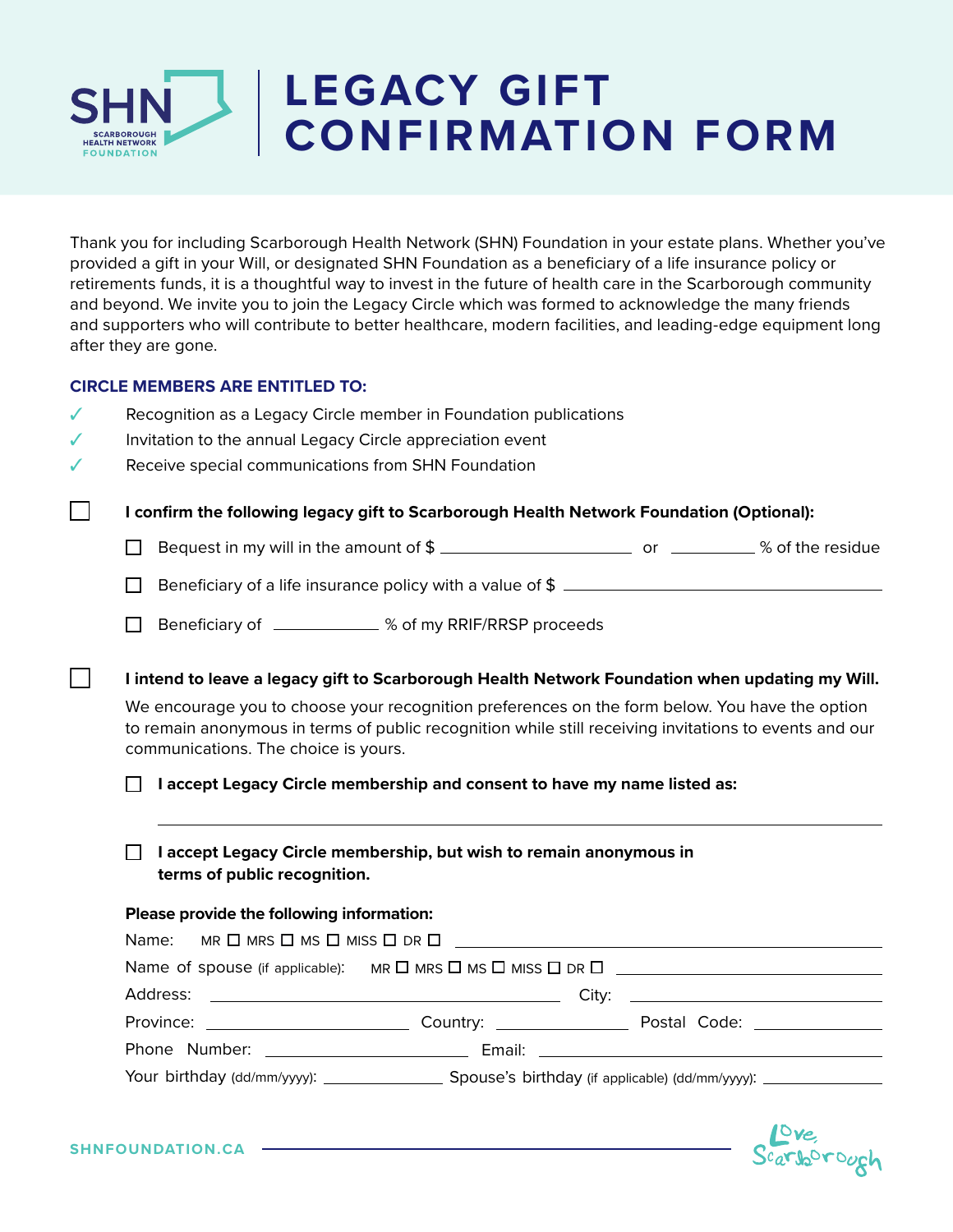# LEGACY GIFT CONFIRMATION FORM

SHN SCARBOROUGH HEALTH NETWORK FOUNDATION

Thank you for including Scarborough Health Network (SHN) Foundation in your estate plans. Whether you've provided a gift in your Will, or designated SHN Foundation as a beneficiary of a life insurance policy or retirements funds, it is a thoughtful way to invest in the future of health care in the Scarborough community and beyond. We invite you to join the Legacy Circle which was formed to acknowledge the many friends and supporters who will contribute to better healthcare, modern facilities, and leading-edge equipment long after they are gone.

**CIRCLE MEMBERS ARE ENTITLED TO:**

- ✓ Recognition as a Legacy Circle member in Foundation publications
- ✓ Invitation to the annual Legacy Circle appreciation event
- ✓ Receive special communications from SHN Foundation

☐ **I confirm the following legacy gift to Scarborough Health Network Foundation (Optional):**

- ☐ Bequest in my will in the amount of $ ____________ or ________ % of the residue
- ☐ Beneficiary of a life insurance policy with a value of $ ____________
- ☐ Beneficiary of ________ % of my RRIF/RRSP proceeds

☐ **I intend to leave a legacy gift to Scarborough Health Network Foundation when updating my Will.**

We encourage you to choose your recognition preferences on the form below. You have the option to remain anonymous in terms of public recognition while still receiving invitations to events and our communications. The choice is yours.

- ☐ **I accept Legacy Circle membership and consent to have my name listed as:**

  ________________________________________

- ☐ **I accept Legacy Circle membership, but wish to remain anonymous in terms of public recognition.**

**Please provide the following information:**

Name: MR ☐ MRS ☐ MS ☐ MISS ☐ DR ☐ ____________________

Name of spouse (if applicable): MR ☐ MRS ☐ MS ☐ MISS ☐ DR ☐ ____________________

Address: ____________________ City: ____________________

Province: ____________ Country: ____________ Postal Code: ____________

Phone Number: ____________________ Email: ____________________

Your birthday (dd/mm/yyyy): ____________ Spouse's birthday (if applicable) (dd/mm/yyyy): ____________

SHNFOUNDATION.CA

Love, Scarborough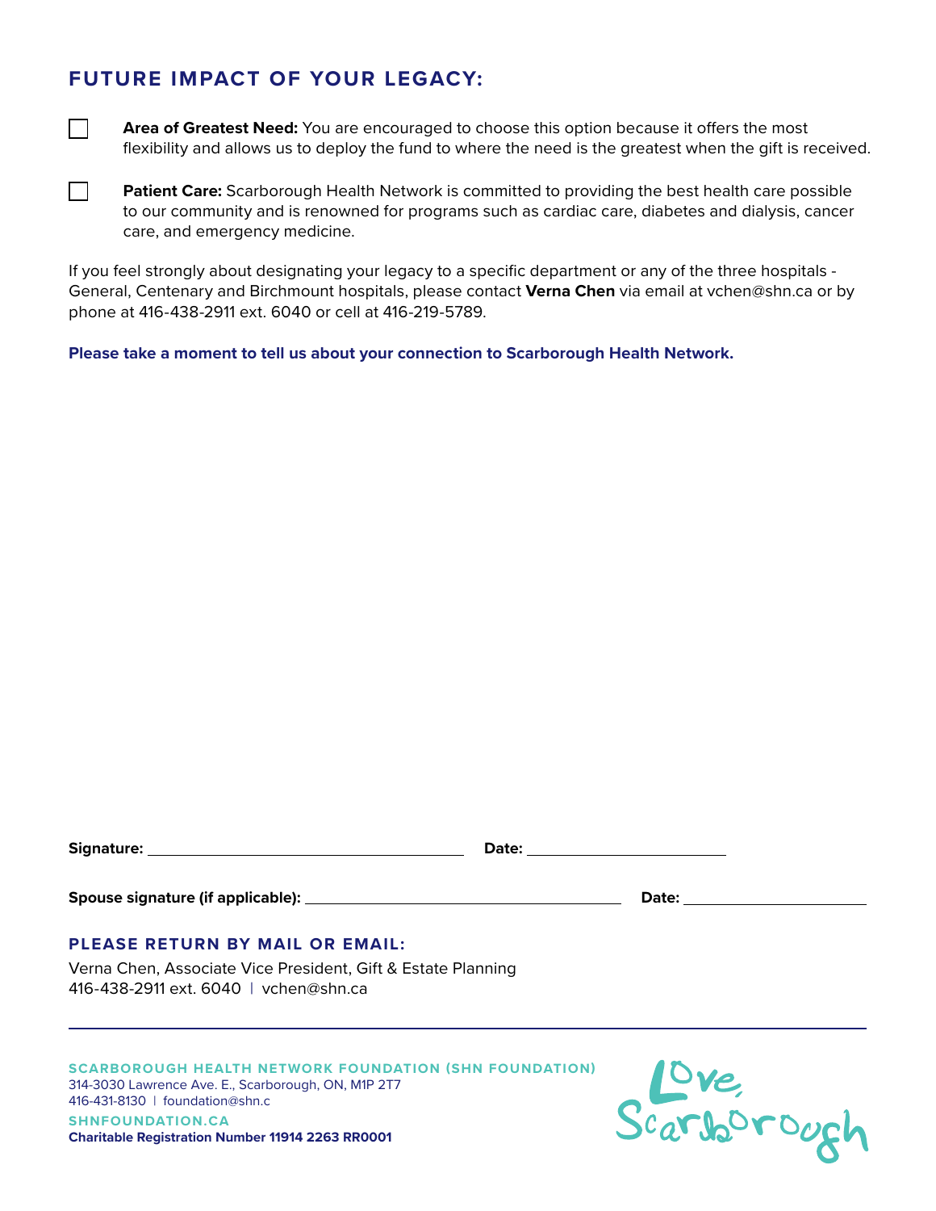## FUTURE IMPACT OF YOUR LEGACY:

☐ **Area of Greatest Need:** You are encouraged to choose this option because it offers the most flexibility and allows us to deploy the fund to where the need is the greatest when the gift is received.

☐ **Patient Care:** Scarborough Health Network is committed to providing the best health care possible to our community and is renowned for programs such as cardiac care, diabetes and dialysis, cancer care, and emergency medicine.

If you feel strongly about designating your legacy to a specific department or any of the three hospitals - General, Centenary and Birchmount hospitals, please contact **Verna Chen** via email at vchen@shn.ca or by phone at 416-438-2911 ext. 6040 or cell at 416-219-5789.

**Please take a moment to tell us about your connection to Scarborough Health Network.**

**Signature:** ______________________________ **Date:** ____________________

**Spouse signature (if applicable):** ______________________________ **Date:** ____________________

## PLEASE RETURN BY MAIL OR EMAIL:

Verna Chen, Associate Vice President, Gift & Estate Planning
416-438-2911 ext. 6040 | vchen@shn.ca

---

**SCARBOROUGH HEALTH NETWORK FOUNDATION (SHN FOUNDATION)**
314-3030 Lawrence Ave. E., Scarborough, ON, M1P 2T7
416-431-8130 | foundation@shn.c

**SHNFOUNDATION.CA**
**Charitable Registration Number 11914 2263 RR0001**

Love, Scarborough